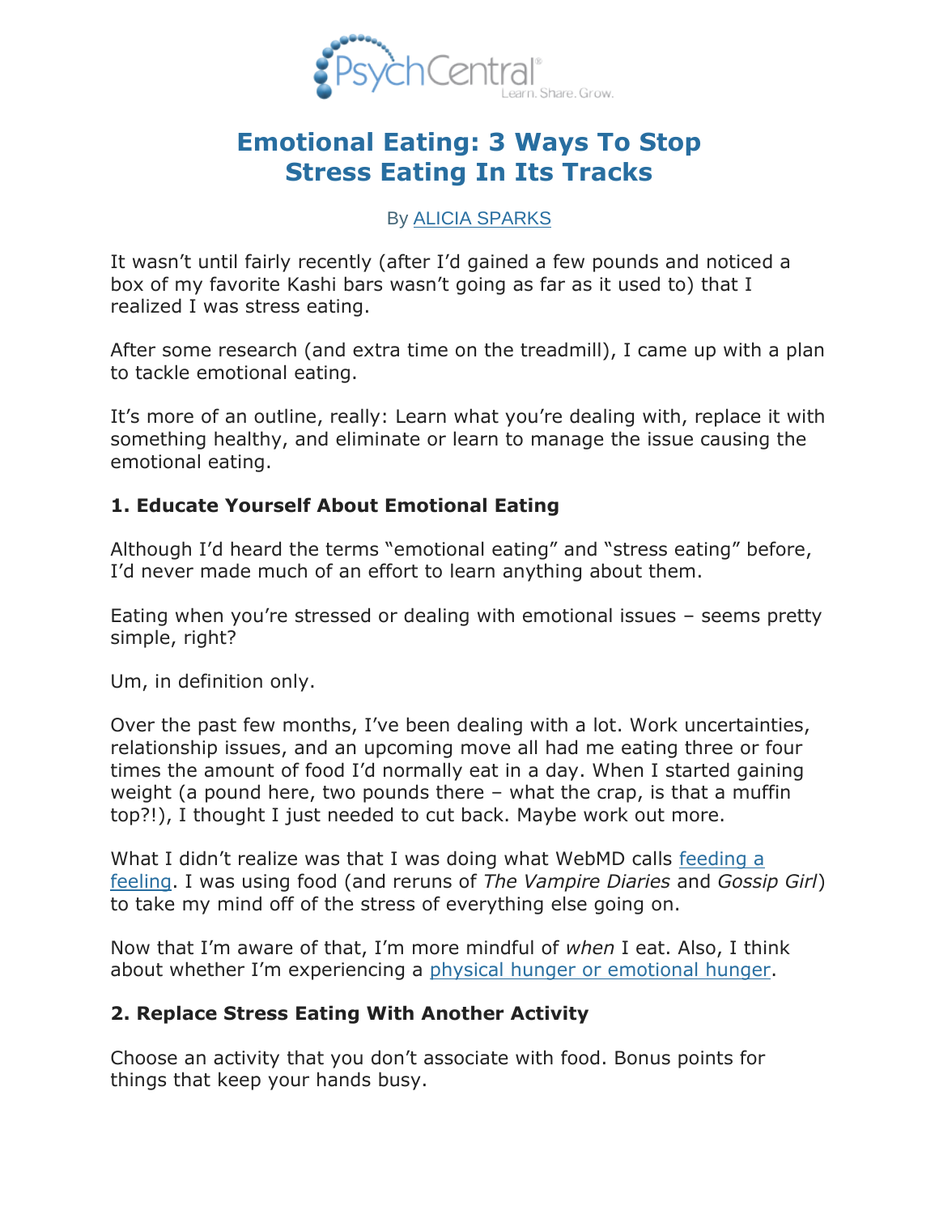PsychCentral® Learn. Share. Grow.

# Emotional Eating: 3 Ways To Stop Stress Eating In Its Tracks

By [ALICIA SPARKS]

It wasn't until fairly recently (after I'd gained a few pounds and noticed a box of my favorite Kashi bars wasn't going as far as it used to) that I realized I was stress eating.

After some research (and extra time on the treadmill), I came up with a plan to tackle emotional eating.

It's more of an outline, really: Learn what you're dealing with, replace it with something healthy, and eliminate or learn to manage the issue causing the emotional eating.

### 1. Educate Yourself About Emotional Eating

Although I'd heard the terms "emotional eating" and "stress eating" before, I'd never made much of an effort to learn anything about them.

Eating when you're stressed or dealing with emotional issues – seems pretty simple, right?

Um, in definition only.

Over the past few months, I've been dealing with a lot. Work uncertainties, relationship issues, and an upcoming move all had me eating three or four times the amount of food I'd normally eat in a day. When I started gaining weight (a pound here, two pounds there – what the crap, is that a muffin top?!), I thought I just needed to cut back. Maybe work out more.

What I didn't realize was that I was doing what WebMD calls [feeding a feeling]. I was using food (and reruns of *The Vampire Diaries* and *Gossip Girl*) to take my mind off of the stress of everything else going on.

Now that I'm aware of that, I'm more mindful of *when* I eat. Also, I think about whether I'm experiencing a [physical hunger or emotional hunger].

### 2. Replace Stress Eating With Another Activity

Choose an activity that you don't associate with food. Bonus points for things that keep your hands busy.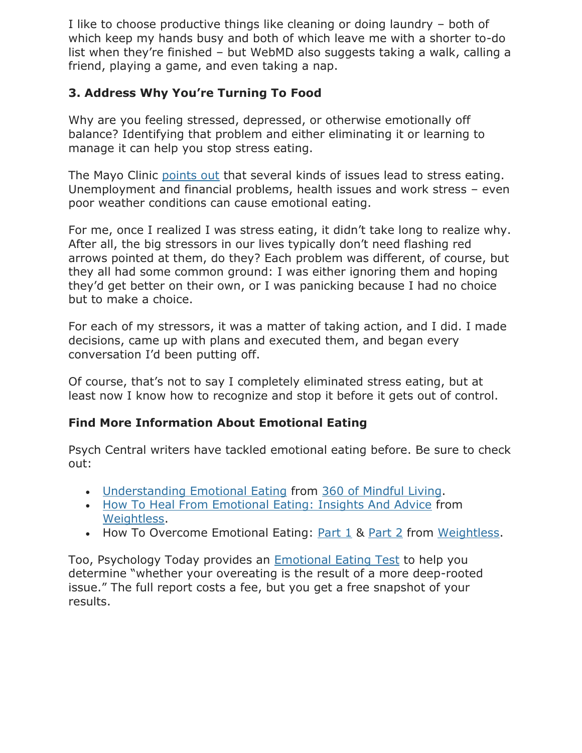I like to choose productive things like cleaning or doing laundry – both of which keep my hands busy and both of which leave me with a shorter to-do list when they're finished – but WebMD also suggests taking a walk, calling a friend, playing a game, and even taking a nap.

### 3. Address Why You're Turning To Food

Why are you feeling stressed, depressed, or otherwise emotionally off balance? Identifying that problem and either eliminating it or learning to manage it can help you stop stress eating.

The Mayo Clinic points out that several kinds of issues lead to stress eating. Unemployment and financial problems, health issues and work stress – even poor weather conditions can cause emotional eating.

For me, once I realized I was stress eating, it didn't take long to realize why. After all, the big stressors in our lives typically don't need flashing red arrows pointed at them, do they? Each problem was different, of course, but they all had some common ground: I was either ignoring them and hoping they'd get better on their own, or I was panicking because I had no choice but to make a choice.

For each of my stressors, it was a matter of taking action, and I did. I made decisions, came up with plans and executed them, and began every conversation I'd been putting off.

Of course, that's not to say I completely eliminated stress eating, but at least now I know how to recognize and stop it before it gets out of control.

### Find More Information About Emotional Eating

Psych Central writers have tackled emotional eating before. Be sure to check out:

- Understanding Emotional Eating from 360 of Mindful Living.
- How To Heal From Emotional Eating: Insights And Advice from Weightless.
- How To Overcome Emotional Eating: Part 1 & Part 2 from Weightless.

Too, Psychology Today provides an Emotional Eating Test to help you determine "whether your overeating is the result of a more deep-rooted issue." The full report costs a fee, but you get a free snapshot of your results.